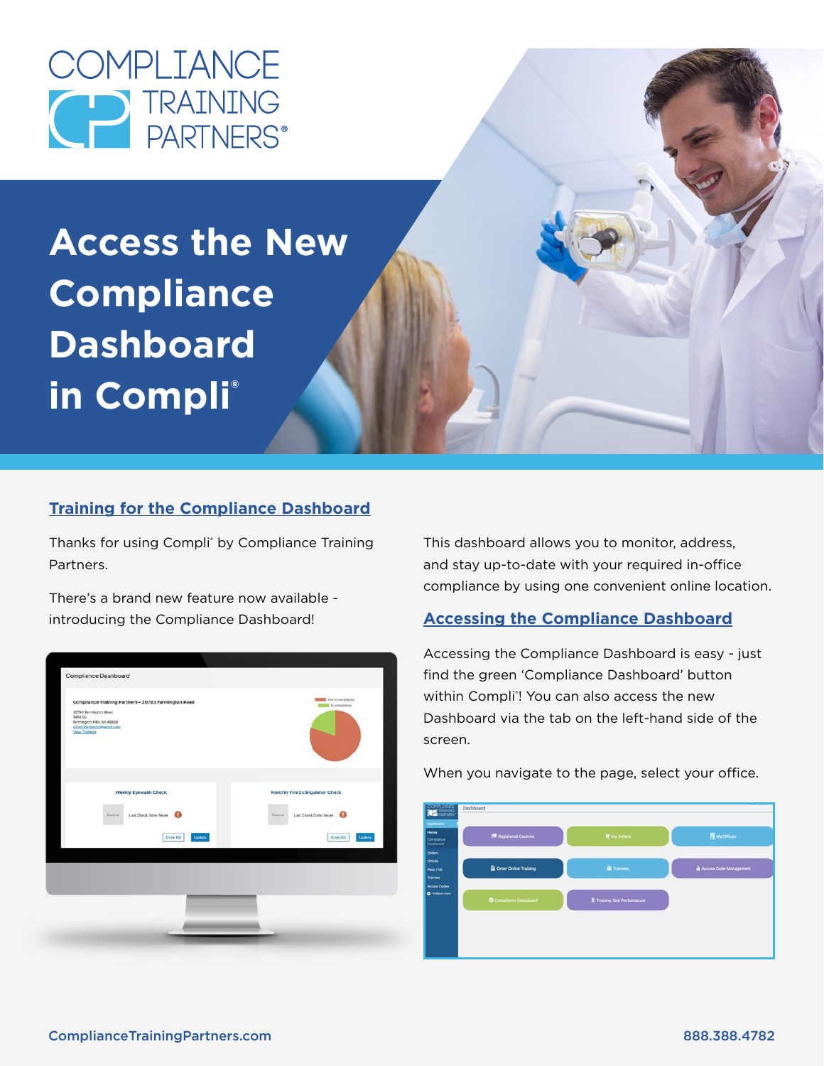# Access the New Compliance Dashboard in Compli®

## Training for the Compliance Dashboard

Thanks for using Compli® by Compliance Training Partners.

There's a brand new feature now available - introducing the Compliance Dashboard!

This dashboard allows you to monitor, address, and stay up-to-date with your required in-office compliance by using one convenient online location.

## Accessing the Compliance Dashboard

Accessing the Compliance Dashboard is easy - just find the green 'Compliance Dashboard' button within Compli®! You can also access the new Dashboard via the tab on the left-hand side of the screen.

When you navigate to the page, select your office.

ComplianceTrainingPartners.com

888.388.4782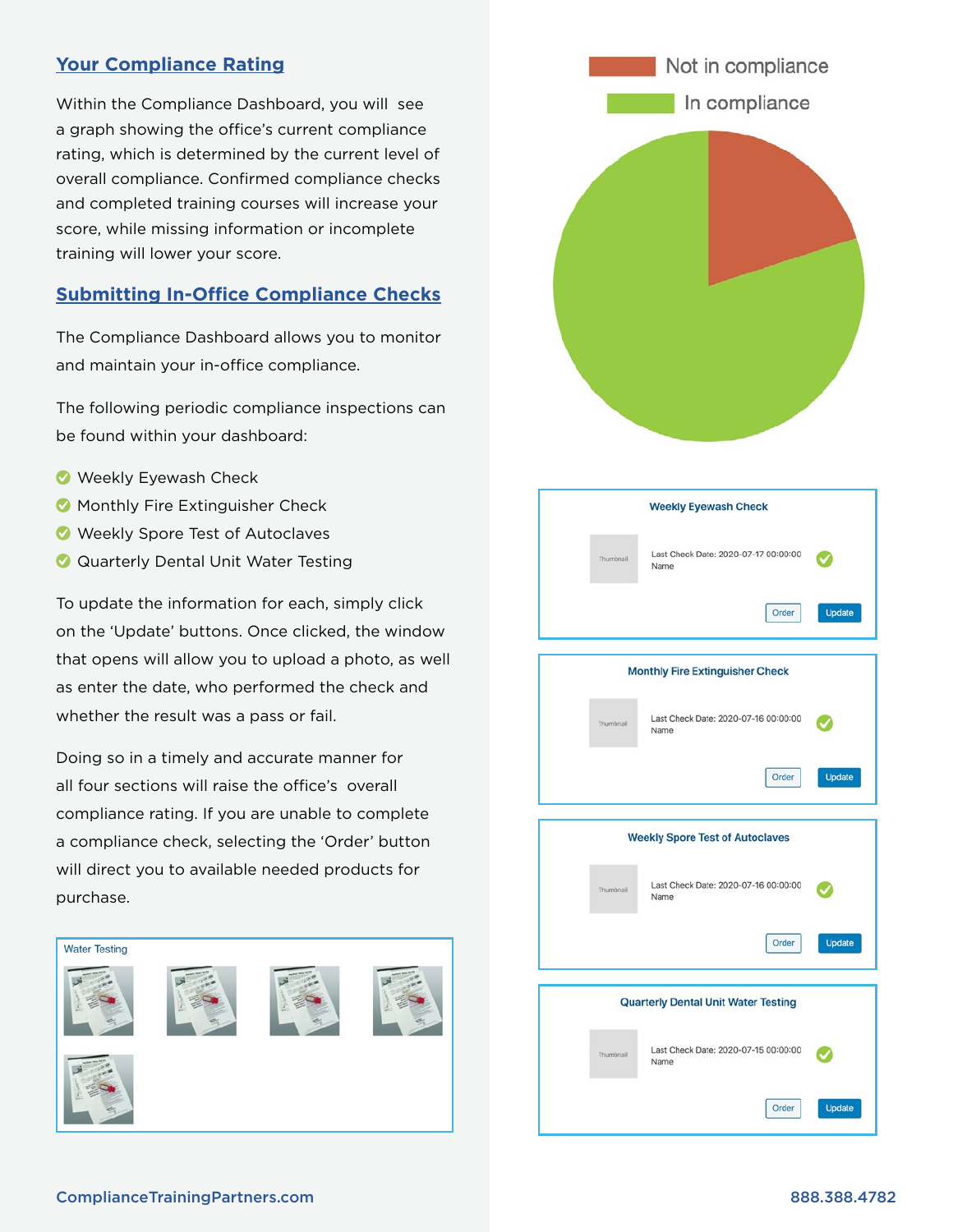## Your Compliance Rating

Within the Compliance Dashboard, you will see a graph showing the office's current compliance rating, which is determined by the current level of overall compliance. Confirmed compliance checks and completed training courses will increase your score, while missing information or incomplete training will lower your score.

## Submitting In-Office Compliance Checks

The Compliance Dashboard allows you to monitor and maintain your in-office compliance.

The following periodic compliance inspections can be found within your dashboard:

- Weekly Eyewash Check
- Monthly Fire Extinguisher Check
- Weekly Spore Test of Autoclaves
- Quarterly Dental Unit Water Testing

To update the information for each, simply click on the 'Update' buttons. Once clicked, the window that opens will allow you to upload a photo, as well as enter the date, who performed the check and whether the result was a pass or fail.

Doing so in a timely and accurate manner for all four sections will raise the office's overall compliance rating. If you are unable to complete a compliance check, selecting the 'Order' button will direct you to available needed products for purchase.

Water Testing

Not in compliance
In compliance

**Weekly Eyewash Check**

Thumbnail
Last Check Date: 2020-07-17 00:00:00
Name
Order | Update

**Monthly Fire Extinguisher Check**

Thumbnail
Last Check Date: 2020-07-16 00:00:00
Name
Order | Update

**Weekly Spore Test of Autoclaves**

Thumbnail
Last Check Date: 2020-07-16 00:00:00
Name
Order | Update

**Quarterly Dental Unit Water Testing**

Thumbnail
Last Check Date: 2020-07-15 00:00:00
Name
Order | Update

ComplianceTrainingPartners.com

888.388.4782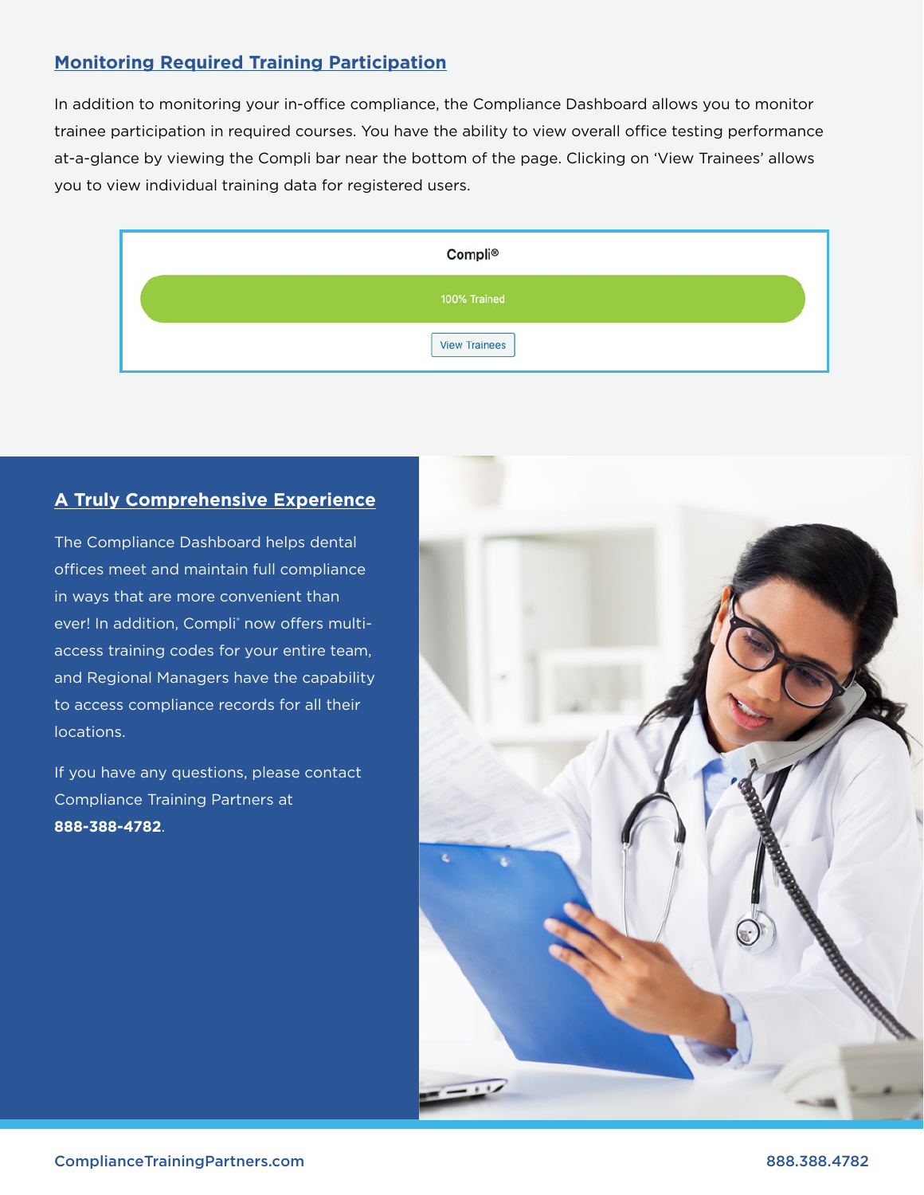## Monitoring Required Training Participation

In addition to monitoring your in-office compliance, the Compliance Dashboard allows you to monitor trainee participation in required courses. You have the ability to view overall office testing performance at-a-glance by viewing the Compli bar near the bottom of the page. Clicking on 'View Trainees' allows you to view individual training data for registered users.

Compli®

100% Trained

View Trainees

## A Truly Comprehensive Experience

The Compliance Dashboard helps dental offices meet and maintain full compliance in ways that are more convenient than ever! In addition, Compli® now offers multi-access training codes for your entire team, and Regional Managers have the capability to access compliance records for all their locations.

If you have any questions, please contact Compliance Training Partners at **888-388-4782**.